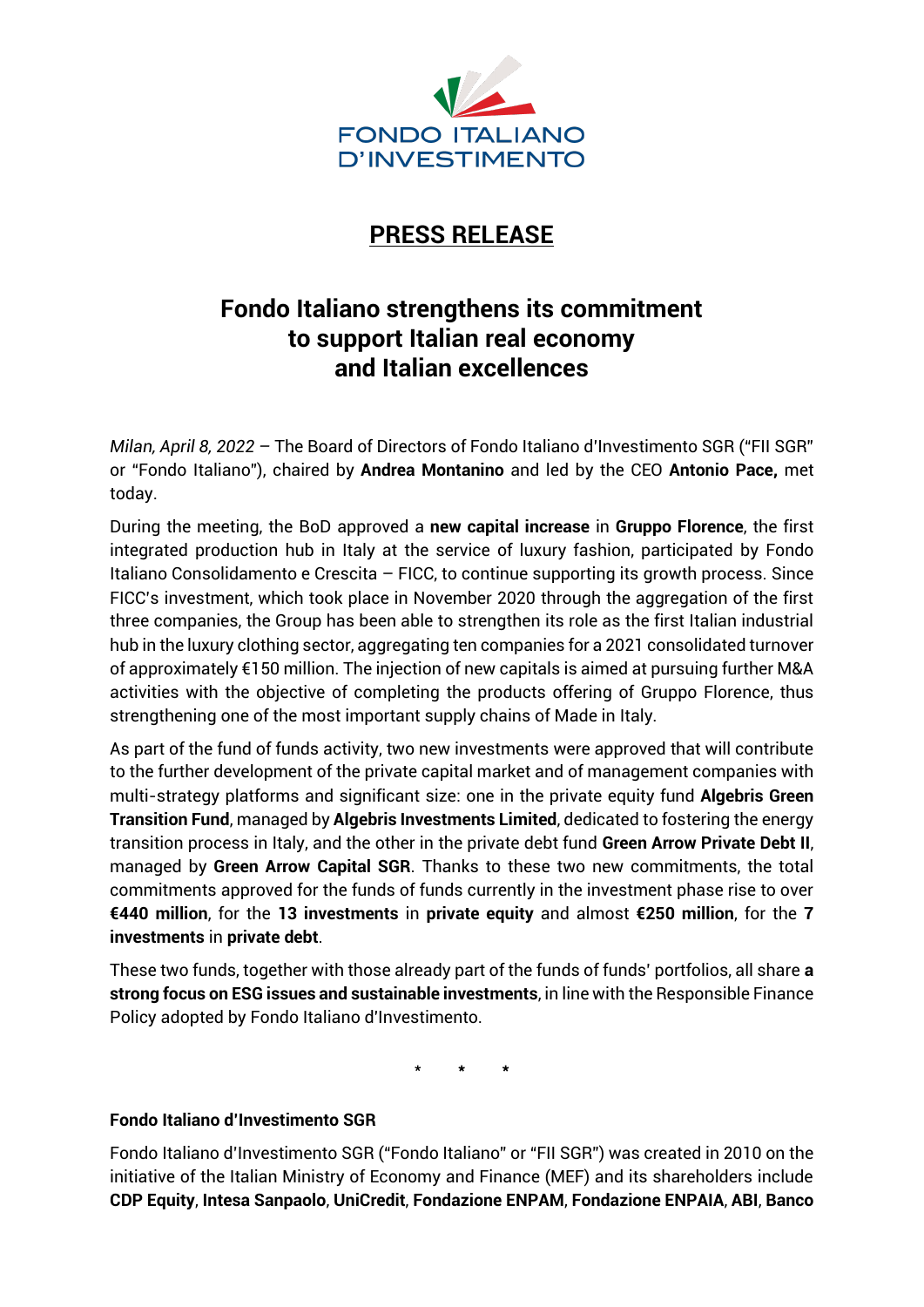FONDO ITALIANO D'INVESTIMENTO

# PRESS RELEASE

## Fondo Italiano strengthens its commitment to support Italian real economy and Italian excellences

*Milan, April 8, 2022* – The Board of Directors of Fondo Italiano d'Investimento SGR ("FII SGR" or "Fondo Italiano"), chaired by **Andrea Montanino** and led by the CEO **Antonio Pace,** met today.

During the meeting, the BoD approved a **new capital increase** in **Gruppo Florence**, the first integrated production hub in Italy at the service of luxury fashion, participated by Fondo Italiano Consolidamento e Crescita – FICC, to continue supporting its growth process. Since FICC's investment, which took place in November 2020 through the aggregation of the first three companies, the Group has been able to strengthen its role as the first Italian industrial hub in the luxury clothing sector, aggregating ten companies for a 2021 consolidated turnover of approximately €150 million. The injection of new capitals is aimed at pursuing further M&A activities with the objective of completing the products offering of Gruppo Florence, thus strengthening one of the most important supply chains of Made in Italy.

As part of the fund of funds activity, two new investments were approved that will contribute to the further development of the private capital market and of management companies with multi-strategy platforms and significant size: one in the private equity fund **Algebris Green Transition Fund**, managed by **Algebris Investments Limited**, dedicated to fostering the energy transition process in Italy, and the other in the private debt fund **Green Arrow Private Debt II**, managed by **Green Arrow Capital SGR**. Thanks to these two new commitments, the total commitments approved for the funds of funds currently in the investment phase rise to over **€440 million**, for the **13 investments** in **private equity** and almost **€250 million**, for the **7 investments** in **private debt**.

These two funds, together with those already part of the funds of funds' portfolios, all share **a strong focus on ESG issues and sustainable investments**, in line with the Responsible Finance Policy adopted by Fondo Italiano d'Investimento.

\* \* \*

**Fondo Italiano d'Investimento SGR**

Fondo Italiano d'Investimento SGR ("Fondo Italiano" or "FII SGR") was created in 2010 on the initiative of the Italian Ministry of Economy and Finance (MEF) and its shareholders include **CDP Equity**, **Intesa Sanpaolo**, **UniCredit**, **Fondazione ENPAM**, **Fondazione ENPAIA**, **ABI**, **Banco**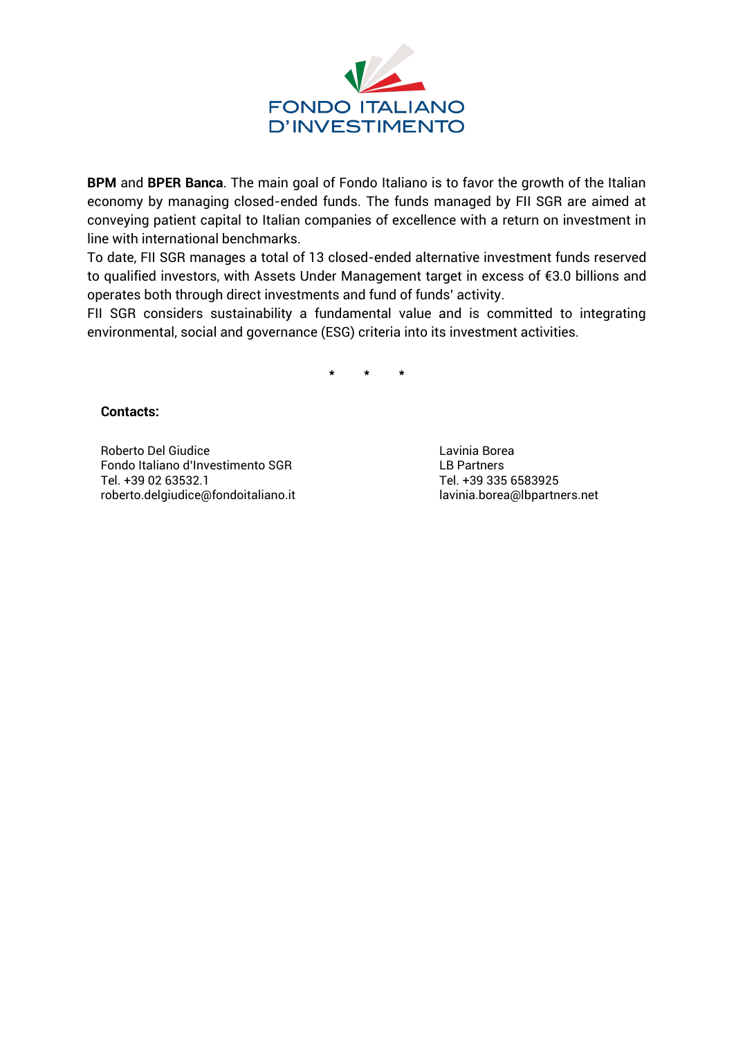**BPM** and **BPER Banca**. The main goal of Fondo Italiano is to favor the growth of the Italian economy by managing closed-ended funds. The funds managed by FII SGR are aimed at conveying patient capital to Italian companies of excellence with a return on investment in line with international benchmarks.
To date, FII SGR manages a total of 13 closed-ended alternative investment funds reserved to qualified investors, with Assets Under Management target in excess of €3.0 billions and operates both through direct investments and fund of funds' activity.
FII SGR considers sustainability a fundamental value and is committed to integrating environmental, social and governance (ESG) criteria into its investment activities.

\*     \*     \*

**Contacts:**

Roberto Del Giudice
Fondo Italiano d'Investimento SGR
Tel. +39 02 63532.1
roberto.delgiudice@fondoitaliano.it

Lavinia Borea
LB Partners
Tel. +39 335 6583925
lavinia.borea@lbpartners.net